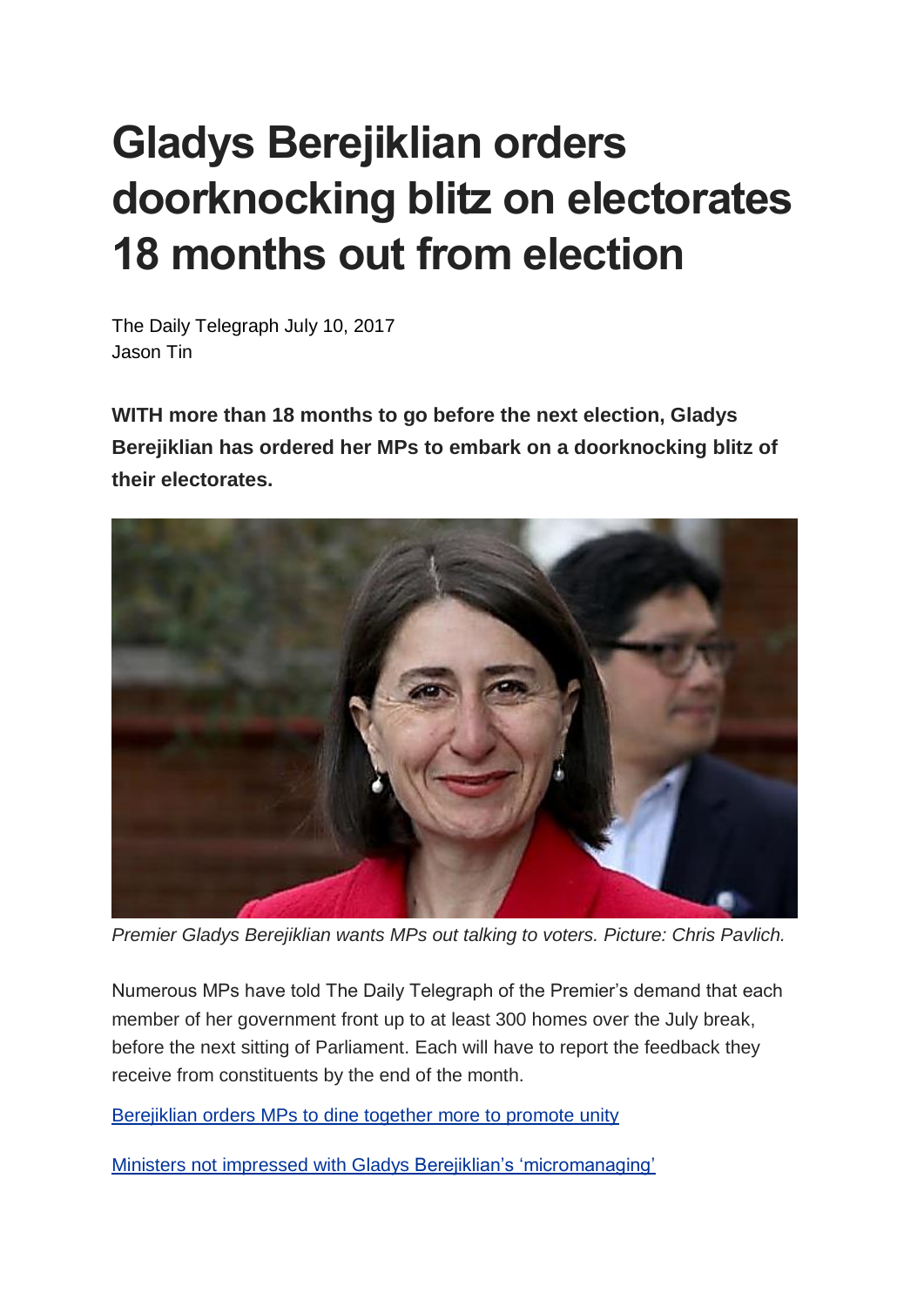# Gladys Berejiklian orders doorknocking blitz on electorates 18 months out from election

The Daily Telegraph July 10, 2017
Jason Tin

**WITH more than 18 months to go before the next election, Gladys Berejiklian has ordered her MPs to embark on a doorknocking blitz of their electorates.**

*Premier Gladys Berejiklian wants MPs out talking to voters. Picture: Chris Pavlich.*

Numerous MPs have told The Daily Telegraph of the Premier's demand that each member of her government front up to at least 300 homes over the July break, before the next sitting of Parliament. Each will have to report the feedback they receive from constituents by the end of the month.

Berejiklian orders MPs to dine together more to promote unity

Ministers not impressed with Gladys Berejiklian's 'micromanaging'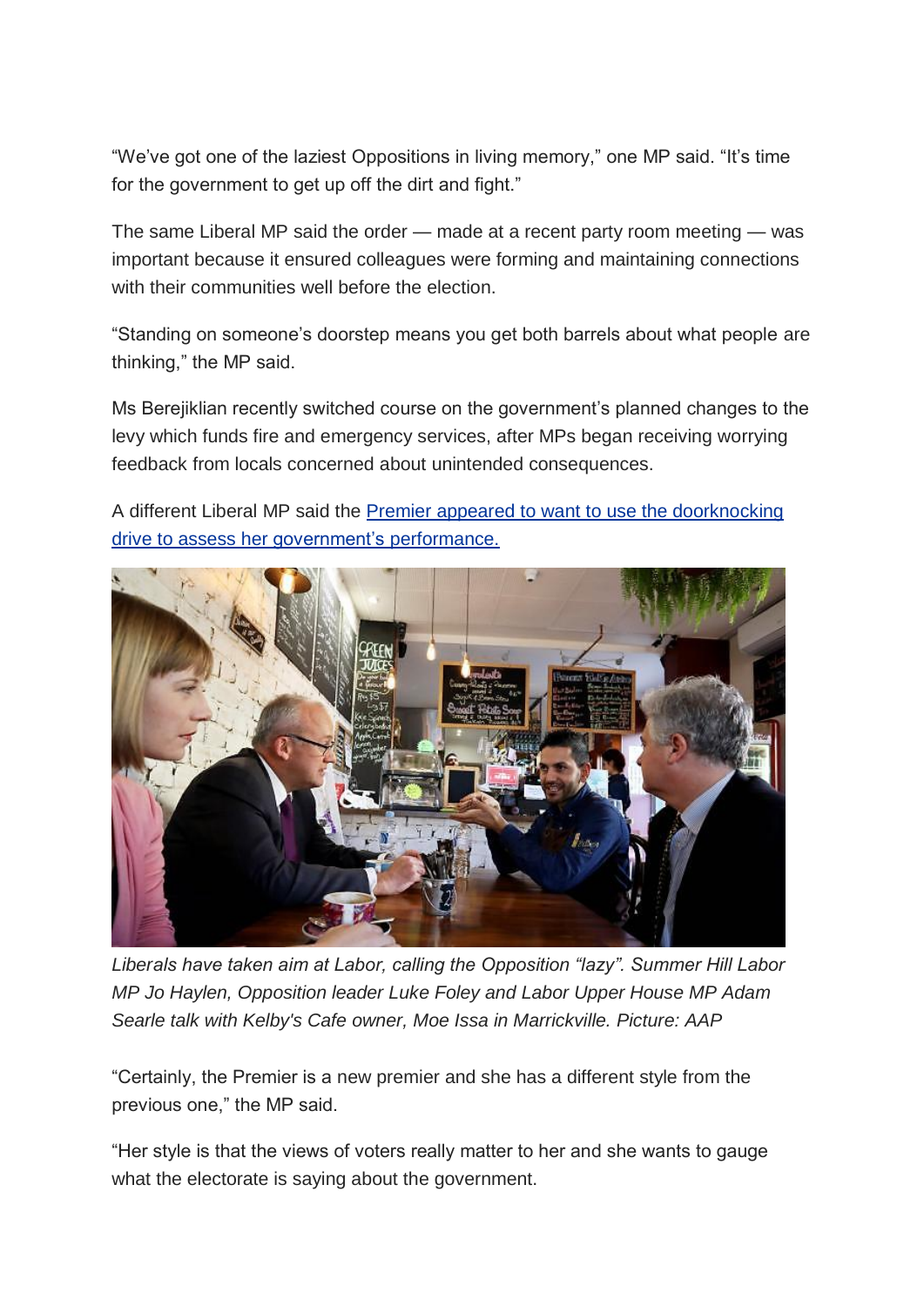"We've got one of the laziest Oppositions in living memory," one MP said. "It's time for the government to get up off the dirt and fight."

The same Liberal MP said the order — made at a recent party room meeting — was important because it ensured colleagues were forming and maintaining connections with their communities well before the election.

"Standing on someone's doorstep means you get both barrels about what people are thinking," the MP said.

Ms Berejiklian recently switched course on the government's planned changes to the levy which funds fire and emergency services, after MPs began receiving worrying feedback from locals concerned about unintended consequences.

A different Liberal MP said the [Premier appeared to want to use the doorknocking drive to assess her government's performance.]()

*Liberals have taken aim at Labor, calling the Opposition "lazy". Summer Hill Labor MP Jo Haylen, Opposition leader Luke Foley and Labor Upper House MP Adam Searle talk with Kelby's Cafe owner, Moe Issa in Marrickville. Picture: AAP*

"Certainly, the Premier is a new premier and she has a different style from the previous one," the MP said.

"Her style is that the views of voters really matter to her and she wants to gauge what the electorate is saying about the government.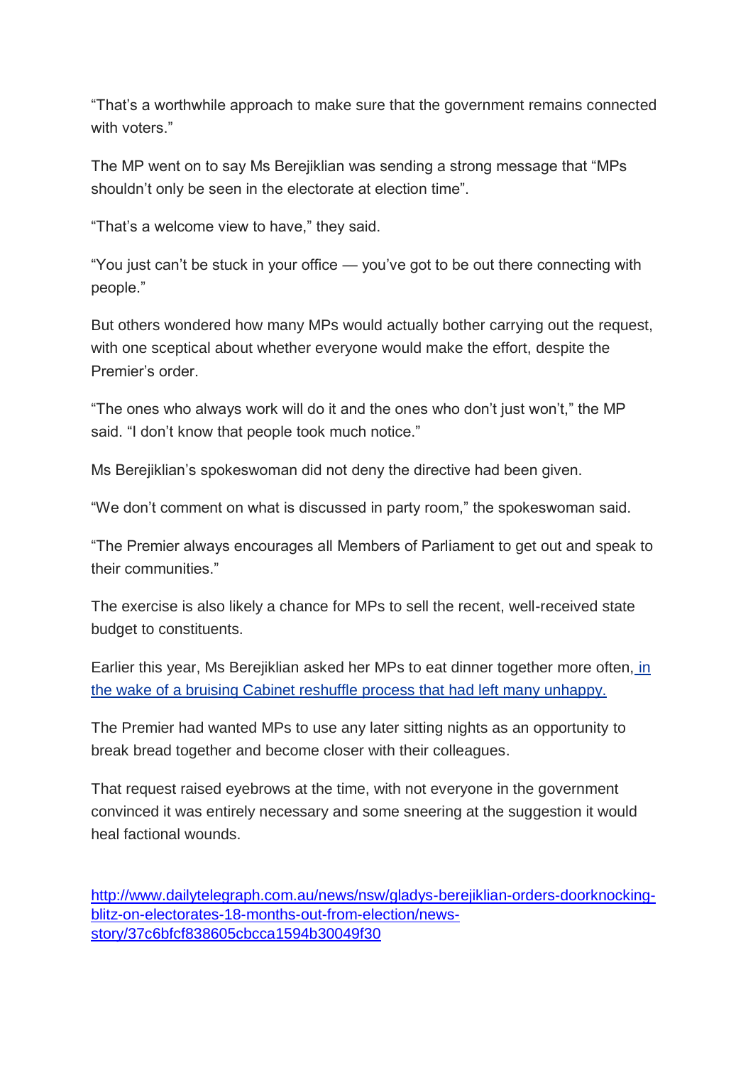"That's a worthwhile approach to make sure that the government remains connected with voters."

The MP went on to say Ms Berejiklian was sending a strong message that "MPs shouldn't only be seen in the electorate at election time".

"That's a welcome view to have," they said.

"You just can't be stuck in your office — you've got to be out there connecting with people."

But others wondered how many MPs would actually bother carrying out the request, with one sceptical about whether everyone would make the effort, despite the Premier's order.

"The ones who always work will do it and the ones who don't just won't," the MP said. "I don't know that people took much notice."

Ms Berejiklian's spokeswoman did not deny the directive had been given.

"We don't comment on what is discussed in party room," the spokeswoman said.

"The Premier always encourages all Members of Parliament to get out and speak to their communities."

The exercise is also likely a chance for MPs to sell the recent, well-received state budget to constituents.

Earlier this year, Ms Berejiklian asked her MPs to eat dinner together more often, in the wake of a bruising Cabinet reshuffle process that had left many unhappy.

The Premier had wanted MPs to use any later sitting nights as an opportunity to break bread together and become closer with their colleagues.

That request raised eyebrows at the time, with not everyone in the government convinced it was entirely necessary and some sneering at the suggestion it would heal factional wounds.

http://www.dailytelegraph.com.au/news/nsw/gladys-berejiklian-orders-doorknocking-blitz-on-electorates-18-months-out-from-election/news-story/37c6bfcf838605cbcca1594b30049f30